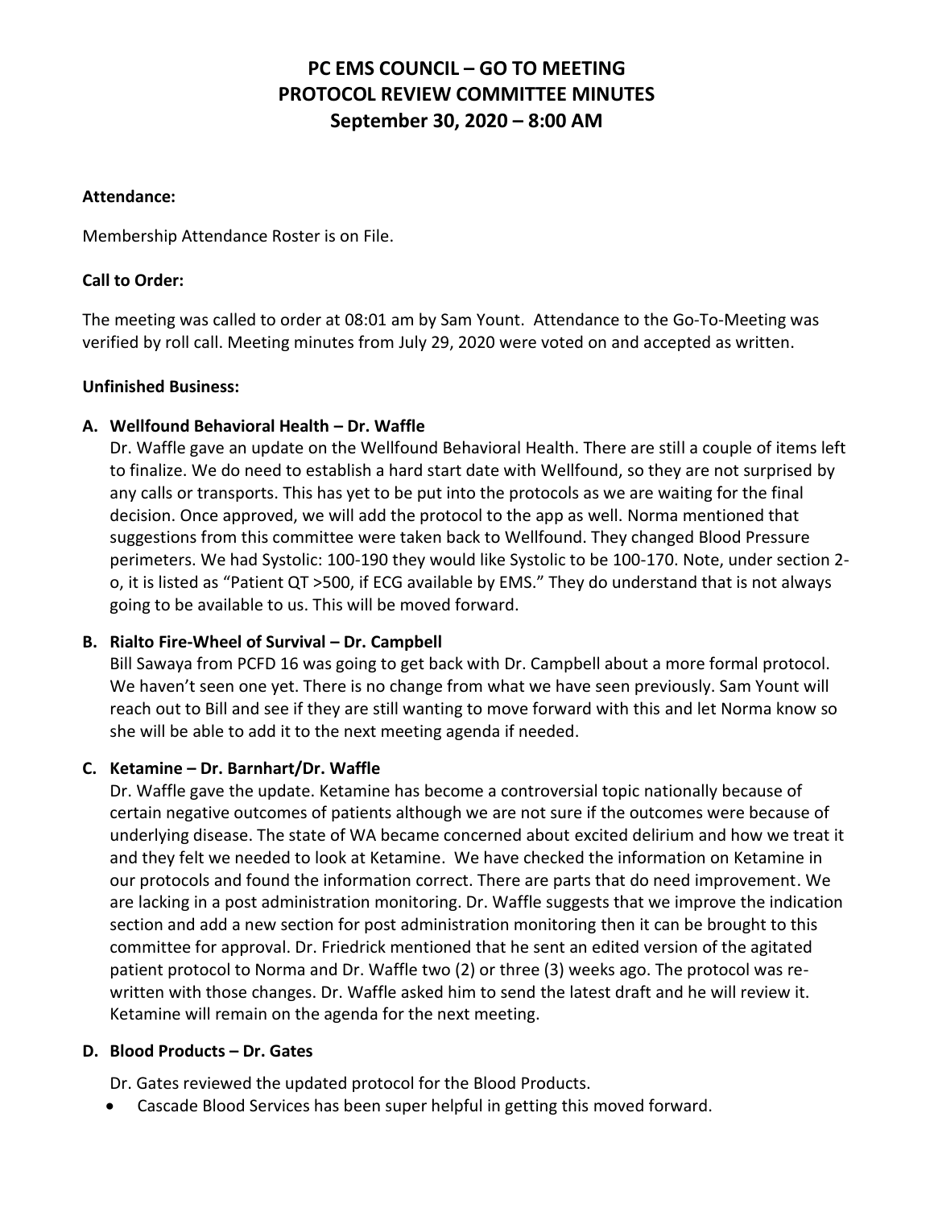# PC EMS COUNCIL – GO TO MEETING
# PROTOCOL REVIEW COMMITTEE MINUTES
# September 30, 2020 – 8:00 AM

**Attendance:**

Membership Attendance Roster is on File.

**Call to Order:**

The meeting was called to order at 08:01 am by Sam Yount. Attendance to the Go-To-Meeting was verified by roll call. Meeting minutes from July 29, 2020 were voted on and accepted as written.

**Unfinished Business:**

**A. Wellfound Behavioral Health – Dr. Waffle**

Dr. Waffle gave an update on the Wellfound Behavioral Health. There are still a couple of items left to finalize. We do need to establish a hard start date with Wellfound, so they are not surprised by any calls or transports. This has yet to be put into the protocols as we are waiting for the final decision. Once approved, we will add the protocol to the app as well. Norma mentioned that suggestions from this committee were taken back to Wellfound. They changed Blood Pressure perimeters. We had Systolic: 100-190 they would like Systolic to be 100-170. Note, under section 2-o, it is listed as "Patient QT >500, if ECG available by EMS." They do understand that is not always going to be available to us. This will be moved forward.

**B. Rialto Fire-Wheel of Survival – Dr. Campbell**

Bill Sawaya from PCFD 16 was going to get back with Dr. Campbell about a more formal protocol. We haven't seen one yet. There is no change from what we have seen previously. Sam Yount will reach out to Bill and see if they are still wanting to move forward with this and let Norma know so she will be able to add it to the next meeting agenda if needed.

**C. Ketamine – Dr. Barnhart/Dr. Waffle**

Dr. Waffle gave the update. Ketamine has become a controversial topic nationally because of certain negative outcomes of patients although we are not sure if the outcomes were because of underlying disease. The state of WA became concerned about excited delirium and how we treat it and they felt we needed to look at Ketamine. We have checked the information on Ketamine in our protocols and found the information correct. There are parts that do need improvement. We are lacking in a post administration monitoring. Dr. Waffle suggests that we improve the indication section and add a new section for post administration monitoring then it can be brought to this committee for approval. Dr. Friedrick mentioned that he sent an edited version of the agitated patient protocol to Norma and Dr. Waffle two (2) or three (3) weeks ago. The protocol was re-written with those changes. Dr. Waffle asked him to send the latest draft and he will review it. Ketamine will remain on the agenda for the next meeting.

**D. Blood Products – Dr. Gates**

Dr. Gates reviewed the updated protocol for the Blood Products.

- Cascade Blood Services has been super helpful in getting this moved forward.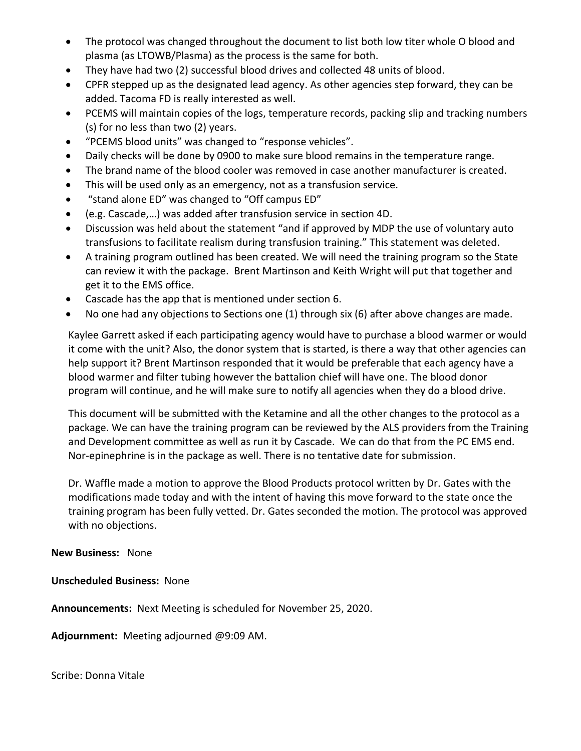- The protocol was changed throughout the document to list both low titer whole O blood and plasma (as LTOWB/Plasma) as the process is the same for both.
- They have had two (2) successful blood drives and collected 48 units of blood.
- CPFR stepped up as the designated lead agency. As other agencies step forward, they can be added. Tacoma FD is really interested as well.
- PCEMS will maintain copies of the logs, temperature records, packing slip and tracking numbers (s) for no less than two (2) years.
- "PCEMS blood units" was changed to "response vehicles".
- Daily checks will be done by 0900 to make sure blood remains in the temperature range.
- The brand name of the blood cooler was removed in case another manufacturer is created.
- This will be used only as an emergency, not as a transfusion service.
- "stand alone ED" was changed to "Off campus ED"
- (e.g. Cascade,…) was added after transfusion service in section 4D.
- Discussion was held about the statement "and if approved by MDP the use of voluntary auto transfusions to facilitate realism during transfusion training." This statement was deleted.
- A training program outlined has been created. We will need the training program so the State can review it with the package. Brent Martinson and Keith Wright will put that together and get it to the EMS office.
- Cascade has the app that is mentioned under section 6.
- No one had any objections to Sections one (1) through six (6) after above changes are made.

Kaylee Garrett asked if each participating agency would have to purchase a blood warmer or would it come with the unit? Also, the donor system that is started, is there a way that other agencies can help support it? Brent Martinson responded that it would be preferable that each agency have a blood warmer and filter tubing however the battalion chief will have one. The blood donor program will continue, and he will make sure to notify all agencies when they do a blood drive.

This document will be submitted with the Ketamine and all the other changes to the protocol as a package. We can have the training program can be reviewed by the ALS providers from the Training and Development committee as well as run it by Cascade. We can do that from the PC EMS end. Nor-epinephrine is in the package as well. There is no tentative date for submission.

Dr. Waffle made a motion to approve the Blood Products protocol written by Dr. Gates with the modifications made today and with the intent of having this move forward to the state once the training program has been fully vetted. Dr. Gates seconded the motion. The protocol was approved with no objections.

**New Business:** None

**Unscheduled Business:** None

**Announcements:** Next Meeting is scheduled for November 25, 2020.

**Adjournment:** Meeting adjourned @9:09 AM.

Scribe: Donna Vitale